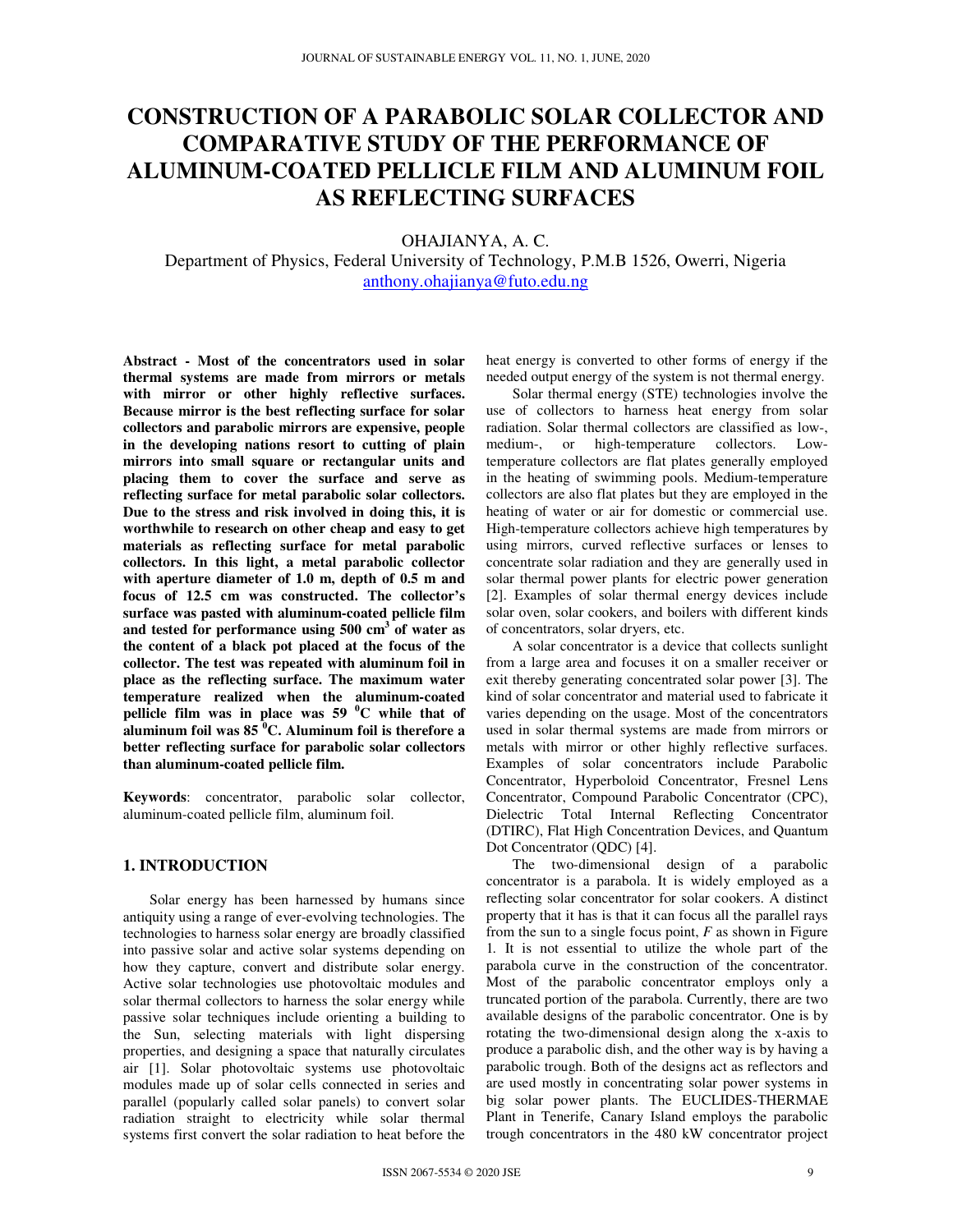# CONSTRUCTION OF A PARABOLIC SOLAR COLLECTOR AND COMPARATIVE STUDY OF THE PERFORMANCE OF ALUMINUM-COATED PELLICLE FILM AND ALUMINUM FOIL AS REFLECTING SURFACES

OHAJIANYA, A. C.

Department of Physics, Federal University of Technology, P.M.B 1526, Owerri, Nigeria
anthony.ohajianya@futo.edu.ng

**Abstract - Most of the concentrators used in solar thermal systems are made from mirrors or metals with mirror or other highly reflective surfaces. Because mirror is the best reflecting surface for solar collectors and parabolic mirrors are expensive, people in the developing nations resort to cutting of plain mirrors into small square or rectangular units and placing them to cover the surface and serve as reflecting surface for metal parabolic solar collectors. Due to the stress and risk involved in doing this, it is worthwhile to research on other cheap and easy to get materials as reflecting surface for metal parabolic collectors. In this light, a metal parabolic collector with aperture diameter of 1.0 m, depth of 0.5 m and focus of 12.5 cm was constructed. The collector's surface was pasted with aluminum-coated pellicle film and tested for performance using 500 cm$^3$ of water as the content of a black pot placed at the focus of the collector. The test was repeated with aluminum foil in place as the reflecting surface. The maximum water temperature realized when the aluminum-coated pellicle film was in place was 59 $^0$C while that of aluminum foil was 85 $^0$C. Aluminum foil is therefore a better reflecting surface for parabolic solar collectors than aluminum-coated pellicle film.**

**Keywords**: concentrator, parabolic solar collector, aluminum-coated pellicle film, aluminum foil.

## 1. INTRODUCTION

Solar energy has been harnessed by humans since antiquity using a range of ever-evolving technologies. The technologies to harness solar energy are broadly classified into passive solar and active solar systems depending on how they capture, convert and distribute solar energy. Active solar technologies use photovoltaic modules and solar thermal collectors to harness the solar energy while passive solar techniques include orienting a building to the Sun, selecting materials with light dispersing properties, and designing a space that naturally circulates air [1]. Solar photovoltaic systems use photovoltaic modules made up of solar cells connected in series and parallel (popularly called solar panels) to convert solar radiation straight to electricity while solar thermal systems first convert the solar radiation to heat before the heat energy is converted to other forms of energy if the needed output energy of the system is not thermal energy.

Solar thermal energy (STE) technologies involve the use of collectors to harness heat energy from solar radiation. Solar thermal collectors are classified as low-, medium-, or high-temperature collectors. Low-temperature collectors are flat plates generally employed in the heating of swimming pools. Medium-temperature collectors are also flat plates but they are employed in the heating of water or air for domestic or commercial use. High-temperature collectors achieve high temperatures by using mirrors, curved reflective surfaces or lenses to concentrate solar radiation and they are generally used in solar thermal power plants for electric power generation [2]. Examples of solar thermal energy devices include solar oven, solar cookers, and boilers with different kinds of concentrators, solar dryers, etc.

A solar concentrator is a device that collects sunlight from a large area and focuses it on a smaller receiver or exit thereby generating concentrated solar power [3]. The kind of solar concentrator and material used to fabricate it varies depending on the usage. Most of the concentrators used in solar thermal systems are made from mirrors or metals with mirror or other highly reflective surfaces. Examples of solar concentrators include Parabolic Concentrator, Hyperboloid Concentrator, Fresnel Lens Concentrator, Compound Parabolic Concentrator (CPC), Dielectric Total Internal Reflecting Concentrator (DTIRC), Flat High Concentration Devices, and Quantum Dot Concentrator (QDC) [4].

The two-dimensional design of a parabolic concentrator is a parabola. It is widely employed as a reflecting solar concentrator for solar cookers. A distinct property that it has is that it can focus all the parallel rays from the sun to a single focus point, *F* as shown in Figure 1. It is not essential to utilize the whole part of the parabola curve in the construction of the concentrator. Most of the parabolic concentrator employs only a truncated portion of the parabola. Currently, there are two available designs of the parabolic concentrator. One is by rotating the two-dimensional design along the x-axis to produce a parabolic dish, and the other way is by having a parabolic trough. Both of the designs act as reflectors and are used mostly in concentrating solar power systems in big solar power plants. The EUCLIDES-THERMAE Plant in Tenerife, Canary Island employs the parabolic trough concentrators in the 480 kW concentrator project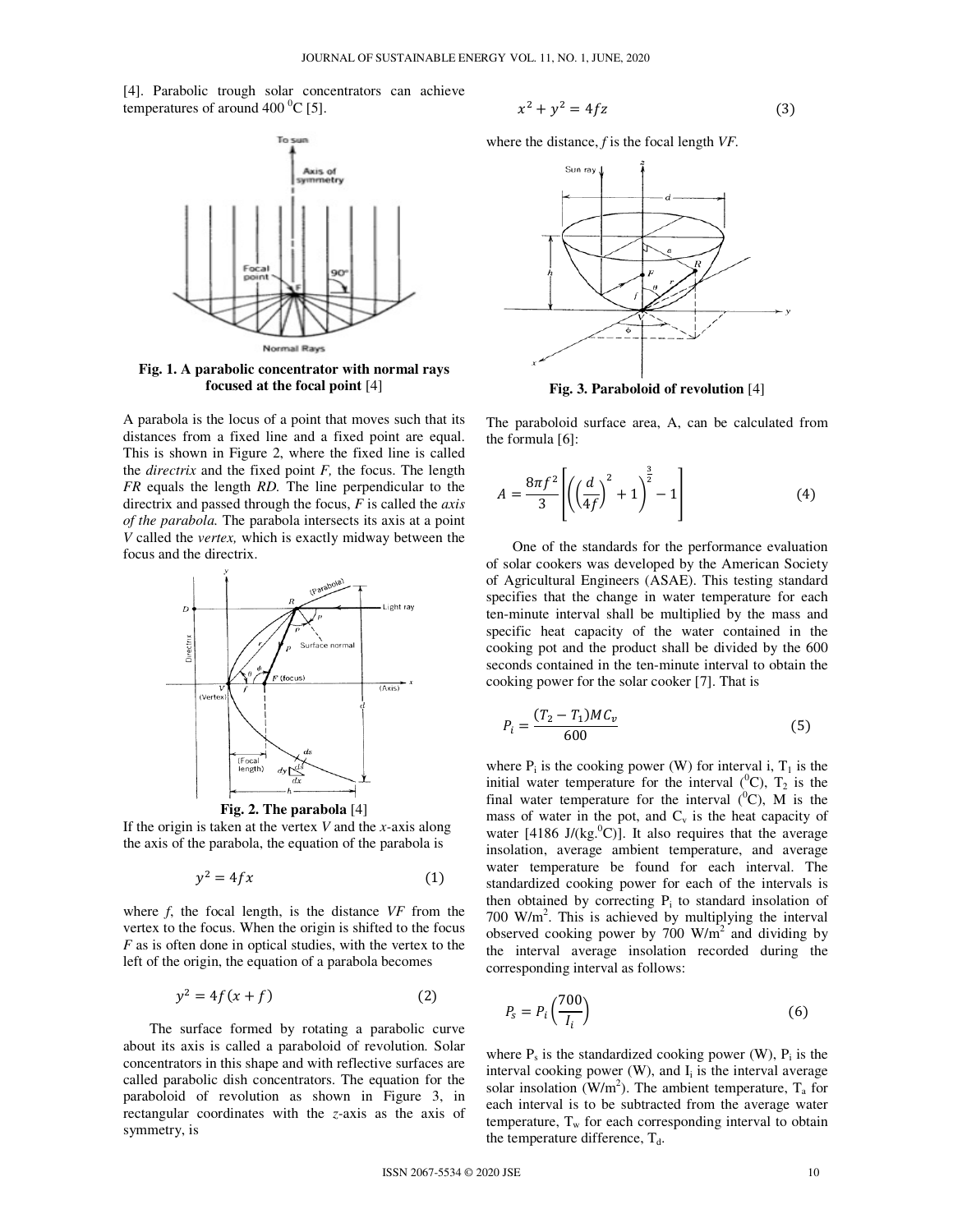[4]. Parabolic trough solar concentrators can achieve temperatures of around 400 $^0$C [5].

**Fig. 1. A parabolic concentrator with normal rays focused at the focal point** [4]

A parabola is the locus of a point that moves such that its distances from a fixed line and a fixed point are equal. This is shown in Figure 2, where the fixed line is called the *directrix* and the fixed point *F,* the focus. The length *FR* equals the length *RD.* The line perpendicular to the directrix and passed through the focus, *F* is called the *axis of the parabola.* The parabola intersects its axis at a point *V* called the *vertex,* which is exactly midway between the focus and the directrix.

**Fig. 2. The parabola** [4]

If the origin is taken at the vertex *V* and the *x*-axis along the axis of the parabola, the equation of the parabola is

$$y^2 = 4fx \tag{1}$$

where *f*, the focal length, is the distance *VF* from the vertex to the focus. When the origin is shifted to the focus *F* as is often done in optical studies, with the vertex to the left of the origin, the equation of a parabola becomes

$$y^2 = 4f(x + f) \tag{2}$$

The surface formed by rotating a parabolic curve about its axis is called a paraboloid of revolution. Solar concentrators in this shape and with reflective surfaces are called parabolic dish concentrators. The equation for the paraboloid of revolution as shown in Figure 3, in rectangular coordinates with the *z*-axis as the axis of symmetry, is

$$x^2 + y^2 = 4fz \tag{3}$$

where the distance, *f* is the focal length *VF.*

**Fig. 3. Paraboloid of revolution** [4]

The paraboloid surface area, A, can be calculated from the formula [6]:

$$A = \frac{8\pi f^2}{3}\left[\left(\left(\frac{d}{4f}\right)^2 + 1\right)^{\frac{3}{2}} - 1\right] \tag{4}$$

One of the standards for the performance evaluation of solar cookers was developed by the American Society of Agricultural Engineers (ASAE). This testing standard specifies that the change in water temperature for each ten-minute interval shall be multiplied by the mass and specific heat capacity of the water contained in the cooking pot and the product shall be divided by the 600 seconds contained in the ten-minute interval to obtain the cooking power for the solar cooker [7]. That is

$$P_i = \frac{(T_2 - T_1)MC_v}{600} \tag{5}$$

where $P_i$ is the cooking power (W) for interval i, $T_1$ is the initial water temperature for the interval ($^0$C), $T_2$ is the final water temperature for the interval ($^0$C), M is the mass of water in the pot, and $C_v$ is the heat capacity of water [4186 J/(kg.$^0$C)]. It also requires that the average insolation, average ambient temperature, and average water temperature be found for each interval. The standardized cooking power for each of the intervals is then obtained by correcting $P_i$ to standard insolation of 700 W/m$^2$. This is achieved by multiplying the interval observed cooking power by 700 W/m$^2$ and dividing by the interval average insolation recorded during the corresponding interval as follows:

$$P_s = P_i\left(\frac{700}{I_i}\right) \tag{6}$$

where $P_s$ is the standardized cooking power (W), $P_i$ is the interval cooking power (W), and $I_i$ is the interval average solar insolation (W/m$^2$). The ambient temperature, $T_a$ for each interval is to be subtracted from the average water temperature, $T_w$ for each corresponding interval to obtain the temperature difference, $T_d$.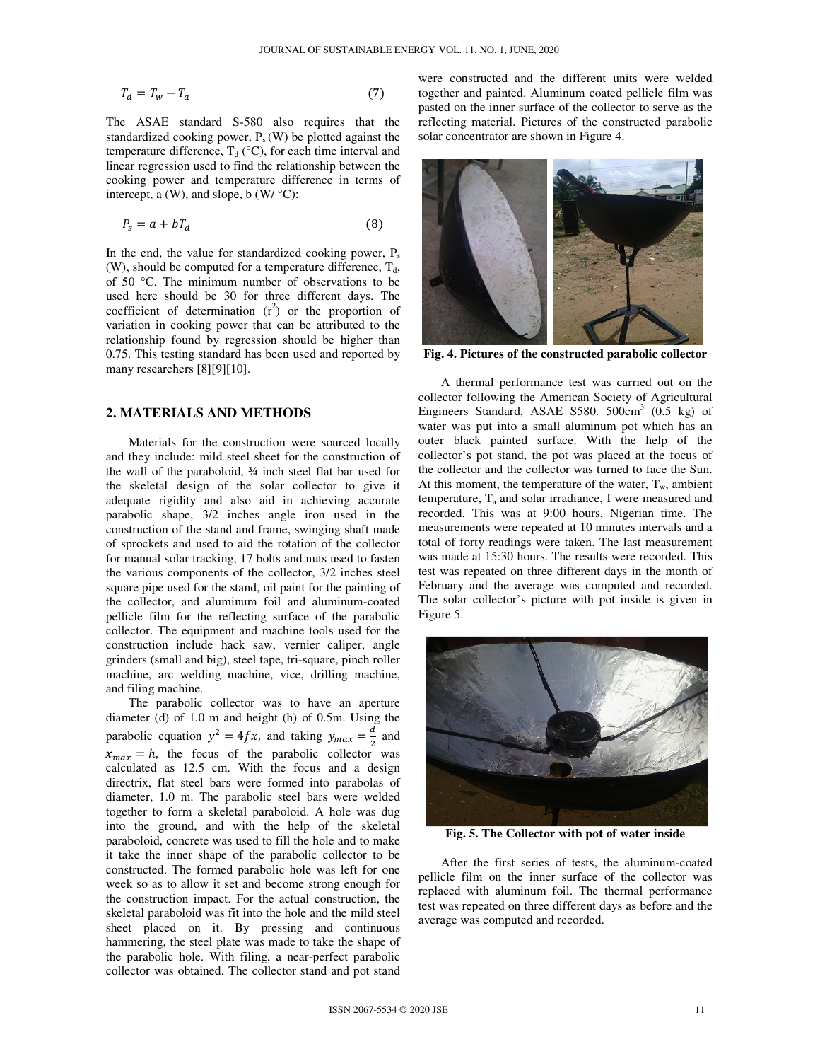$$T_d = T_w - T_a \quad (7)$$

The ASAE standard S-580 also requires that the standardized cooking power, $P_s$ (W) be plotted against the temperature difference, $T_d$ (°C), for each time interval and linear regression used to find the relationship between the cooking power and temperature difference in terms of intercept, a (W), and slope, b (W/ °C):

$$P_s = a + bT_d \quad (8)$$

In the end, the value for standardized cooking power, $P_s$ (W), should be computed for a temperature difference, $T_d$, of 50 °C. The minimum number of observations to be used here should be 30 for three different days. The coefficient of determination ($r^2$) or the proportion of variation in cooking power that can be attributed to the relationship found by regression should be higher than 0.75. This testing standard has been used and reported by many researchers [8][9][10].

## 2. MATERIALS AND METHODS

Materials for the construction were sourced locally and they include: mild steel sheet for the construction of the wall of the paraboloid, ¾ inch steel flat bar used for the skeletal design of the solar collector to give it adequate rigidity and also aid in achieving accurate parabolic shape, 3/2 inches angle iron used in the construction of the stand and frame, swinging shaft made of sprockets and used to aid the rotation of the collector for manual solar tracking, 17 bolts and nuts used to fasten the various components of the collector, 3/2 inches steel square pipe used for the stand, oil paint for the painting of the collector, and aluminum foil and aluminum-coated pellicle film for the reflecting surface of the parabolic collector. The equipment and machine tools used for the construction include hack saw, vernier caliper, angle grinders (small and big), steel tape, tri-square, pinch roller machine, arc welding machine, vice, drilling machine, and filing machine.

The parabolic collector was to have an aperture diameter (d) of 1.0 m and height (h) of 0.5m. Using the parabolic equation $y^2 = 4fx$, and taking $y_{max} = \frac{d}{2}$ and $x_{max} = h$, the focus of the parabolic collector was calculated as 12.5 cm. With the focus and a design directrix, flat steel bars were formed into parabolas of diameter, 1.0 m. The parabolic steel bars were welded together to form a skeletal paraboloid. A hole was dug into the ground, and with the help of the skeletal paraboloid, concrete was used to fill the hole and to make it take the inner shape of the parabolic collector to be constructed. The formed parabolic hole was left for one week so as to allow it set and become strong enough for the construction impact. For the actual construction, the skeletal paraboloid was fit into the hole and the mild steel sheet placed on it. By pressing and continuous hammering, the steel plate was made to take the shape of the parabolic hole. With filing, a near-perfect parabolic collector was obtained. The collector stand and pot stand were constructed and the different units were welded together and painted. Aluminum coated pellicle film was pasted on the inner surface of the collector to serve as the reflecting material. Pictures of the constructed parabolic solar concentrator are shown in Figure 4.

**Fig. 4. Pictures of the constructed parabolic collector**

A thermal performance test was carried out on the collector following the American Society of Agricultural Engineers Standard, ASAE S580. 500cm$^3$ (0.5 kg) of water was put into a small aluminum pot which has an outer black painted surface. With the help of the collector's pot stand, the pot was placed at the focus of the collector and the collector was turned to face the Sun. At this moment, the temperature of the water, $T_w$, ambient temperature, $T_a$ and solar irradiance, I were measured and recorded. This was at 9:00 hours, Nigerian time. The measurements were repeated at 10 minutes intervals and a total of forty readings were taken. The last measurement was made at 15:30 hours. The results were recorded. This test was repeated on three different days in the month of February and the average was computed and recorded. The solar collector's picture with pot inside is given in Figure 5.

**Fig. 5. The Collector with pot of water inside**

After the first series of tests, the aluminum-coated pellicle film on the inner surface of the collector was replaced with aluminum foil. The thermal performance test was repeated on three different days as before and the average was computed and recorded.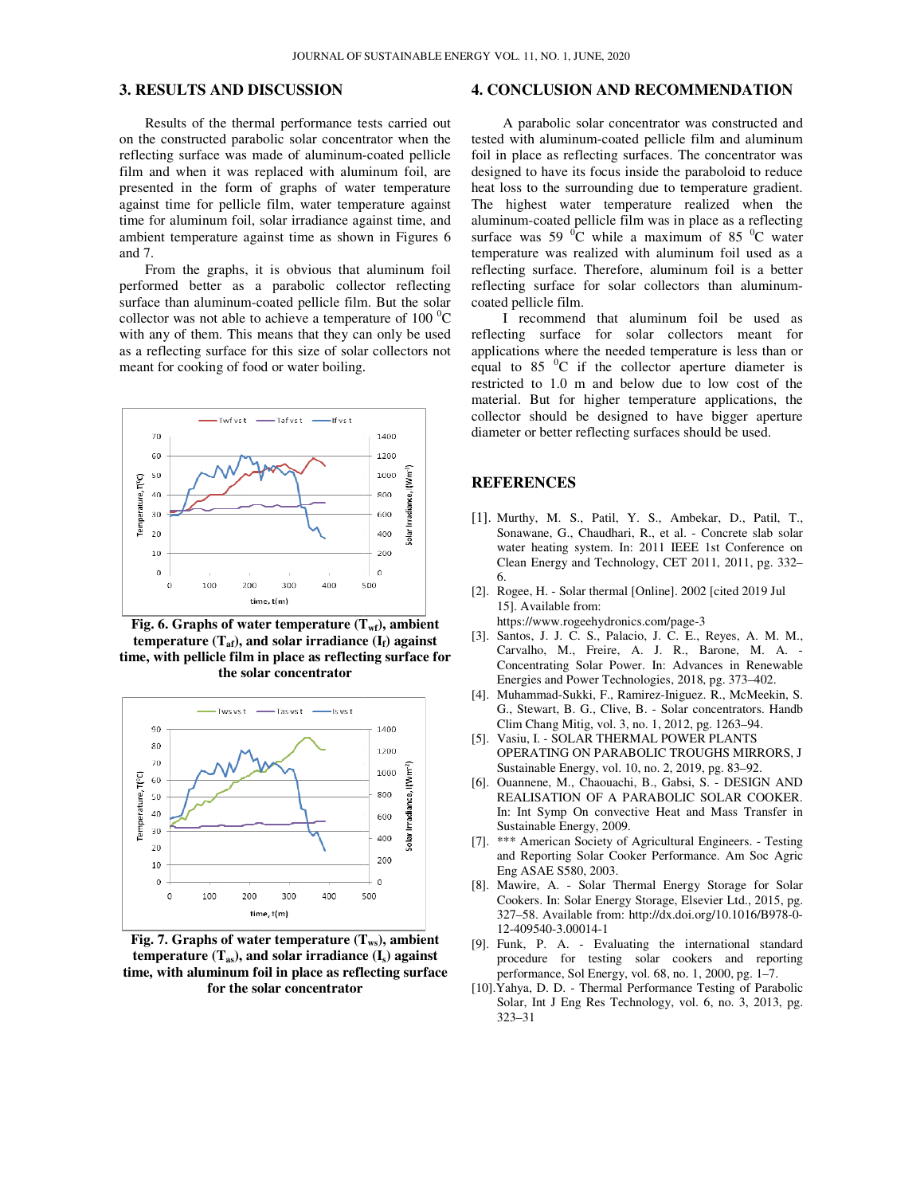## 3. RESULTS AND DISCUSSION

Results of the thermal performance tests carried out on the constructed parabolic solar concentrator when the reflecting surface was made of aluminum-coated pellicle film and when it was replaced with aluminum foil, are presented in the form of graphs of water temperature against time for pellicle film, water temperature against time for aluminum foil, solar irradiance against time, and ambient temperature against time as shown in Figures 6 and 7.

From the graphs, it is obvious that aluminum foil performed better as a parabolic collector reflecting surface than aluminum-coated pellicle film. But the solar collector was not able to achieve a temperature of 100 $^0$C with any of them. This means that they can only be used as a reflecting surface for this size of solar collectors not meant for cooking of food or water boiling.

Twf vs t
Taf vs t
If vs t
Temperature, T(°C)
Solar Irradiance, (W/m²)
time, t(m)
0
10
20
30
40
50
60
70
0
200
400
600
800
1000
1200
1400
0
100
200
300
400
500

**Fig. 6. Graphs of water temperature ($T_{wf}$), ambient temperature ($T_{af}$), and solar irradiance ($I_f$) against time, with pellicle film in place as reflecting surface for the solar concentrator**

Tws vs t
Tas vs t
Is vs t
Temperature, T(°C)
Solar Irradiance, I(Wm²)
time, t(m)
0
10
20
30
40
50
60
70
80
90
0
200
400
600
800
1000
1200
1400
0
100
200
300
400
500

**Fig. 7. Graphs of water temperature ($T_{ws}$), ambient temperature ($T_{as}$), and solar irradiance ($I_s$) against time, with aluminum foil in place as reflecting surface for the solar concentrator**

## 4. CONCLUSION AND RECOMMENDATION

A parabolic solar concentrator was constructed and tested with aluminum-coated pellicle film and aluminum foil in place as reflecting surfaces. The concentrator was designed to have its focus inside the paraboloid to reduce heat loss to the surrounding due to temperature gradient. The highest water temperature realized when the aluminum-coated pellicle film was in place as a reflecting surface was 59 $^0$C while a maximum of 85 $^0$C water temperature was realized with aluminum foil used as a reflecting surface. Therefore, aluminum foil is a better reflecting surface for solar collectors than aluminum-coated pellicle film.

I recommend that aluminum foil be used as reflecting surface for solar collectors meant for applications where the needed temperature is less than or equal to 85 $^0$C if the collector aperture diameter is restricted to 1.0 m and below due to low cost of the material. But for higher temperature applications, the collector should be designed to have bigger aperture diameter or better reflecting surfaces should be used.

## REFERENCES

[1]. Murthy, M. S., Patil, Y. S., Ambekar, D., Patil, T., Sonawane, G., Chaudhari, R., et al. - Concrete slab solar water heating system. In: 2011 IEEE 1st Conference on Clean Energy and Technology, CET 2011, 2011, pg. 332–6.

[2]. Rogee, H. - Solar thermal [Online]. 2002 [cited 2019 Jul 15]. Available from: https://www.rogeehydronics.com/page-3

[3]. Santos, J. J. C. S., Palacio, J. C. E., Reyes, A. M. M., Carvalho, M., Freire, A. J. R., Barone, M. A. - Concentrating Solar Power. In: Advances in Renewable Energies and Power Technologies, 2018, pg. 373–402.

[4]. Muhammad-Sukki, F., Ramirez-Iniguez. R., McMeekin, S. G., Stewart, B. G., Clive, B. - Solar concentrators. Handb Clim Chang Mitig, vol. 3, no. 1, 2012, pg. 1263–94.

[5]. Vasiu, I. - SOLAR THERMAL POWER PLANTS OPERATING ON PARABOLIC TROUGHS MIRRORS, J Sustainable Energy, vol. 10, no. 2, 2019, pg. 83–92.

[6]. Ouannene, M., Chaouachi, B., Gabsi, S. - DESIGN AND REALISATION OF A PARABOLIC SOLAR COOKER. In: Int Symp On convective Heat and Mass Transfer in Sustainable Energy, 2009.

[7]. *** American Society of Agricultural Engineers. - Testing and Reporting Solar Cooker Performance. Am Soc Agric Eng ASAE S580, 2003.

[8]. Mawire, A. - Solar Thermal Energy Storage for Solar Cookers. In: Solar Energy Storage, Elsevier Ltd., 2015, pg. 327–58. Available from: http://dx.doi.org/10.1016/B978-0-12-409540-3.00014-1

[9]. Funk, P. A. - Evaluating the international standard procedure for testing solar cookers and reporting performance, Sol Energy, vol. 68, no. 1, 2000, pg. 1–7.

[10]. Yahya, D. D. - Thermal Performance Testing of Parabolic Solar, Int J Eng Res Technology, vol. 6, no. 3, 2013, pg. 323–31